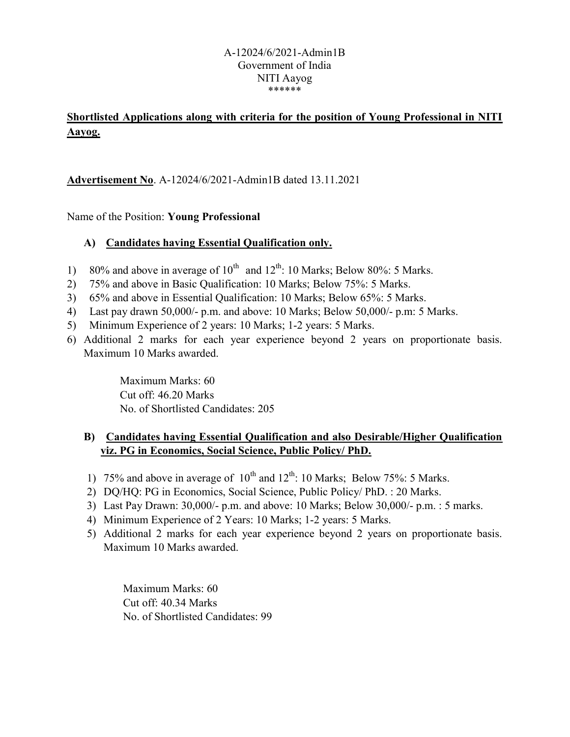A-12024/6/2021-Admin1B
Government of India
NITI Aayog
******

**Shortlisted Applications along with criteria for the position of Young Professional in NITI Aayog.**

**Advertisement No**. A-12024/6/2021-Admin1B dated 13.11.2021

Name of the Position: **Young Professional**

### A) Candidates having Essential Qualification only.

1) 80% and above in average of $10^{th}$ and $12^{th}$: 10 Marks; Below 80%: 5 Marks.
2) 75% and above in Basic Qualification: 10 Marks; Below 75%: 5 Marks.
3) 65% and above in Essential Qualification: 10 Marks; Below 65%: 5 Marks.
4) Last pay drawn 50,000/- p.m. and above: 10 Marks; Below 50,000/- p.m: 5 Marks.
5) Minimum Experience of 2 years: 10 Marks; 1-2 years: 5 Marks.
6) Additional 2 marks for each year experience beyond 2 years on proportionate basis. Maximum 10 Marks awarded.

Maximum Marks: 60
Cut off: 46.20 Marks
No. of Shortlisted Candidates: 205

### B) Candidates having Essential Qualification and also Desirable/Higher Qualification viz. PG in Economics, Social Science, Public Policy/ PhD.

1) 75% and above in average of $10^{th}$ and $12^{th}$: 10 Marks; Below 75%: 5 Marks.
2) DQ/HQ: PG in Economics, Social Science, Public Policy/ PhD. : 20 Marks.
3) Last Pay Drawn: 30,000/- p.m. and above: 10 Marks; Below 30,000/- p.m. : 5 marks.
4) Minimum Experience of 2 Years: 10 Marks; 1-2 years: 5 Marks.
5) Additional 2 marks for each year experience beyond 2 years on proportionate basis. Maximum 10 Marks awarded.

Maximum Marks: 60
Cut off: 40.34 Marks
No. of Shortlisted Candidates: 99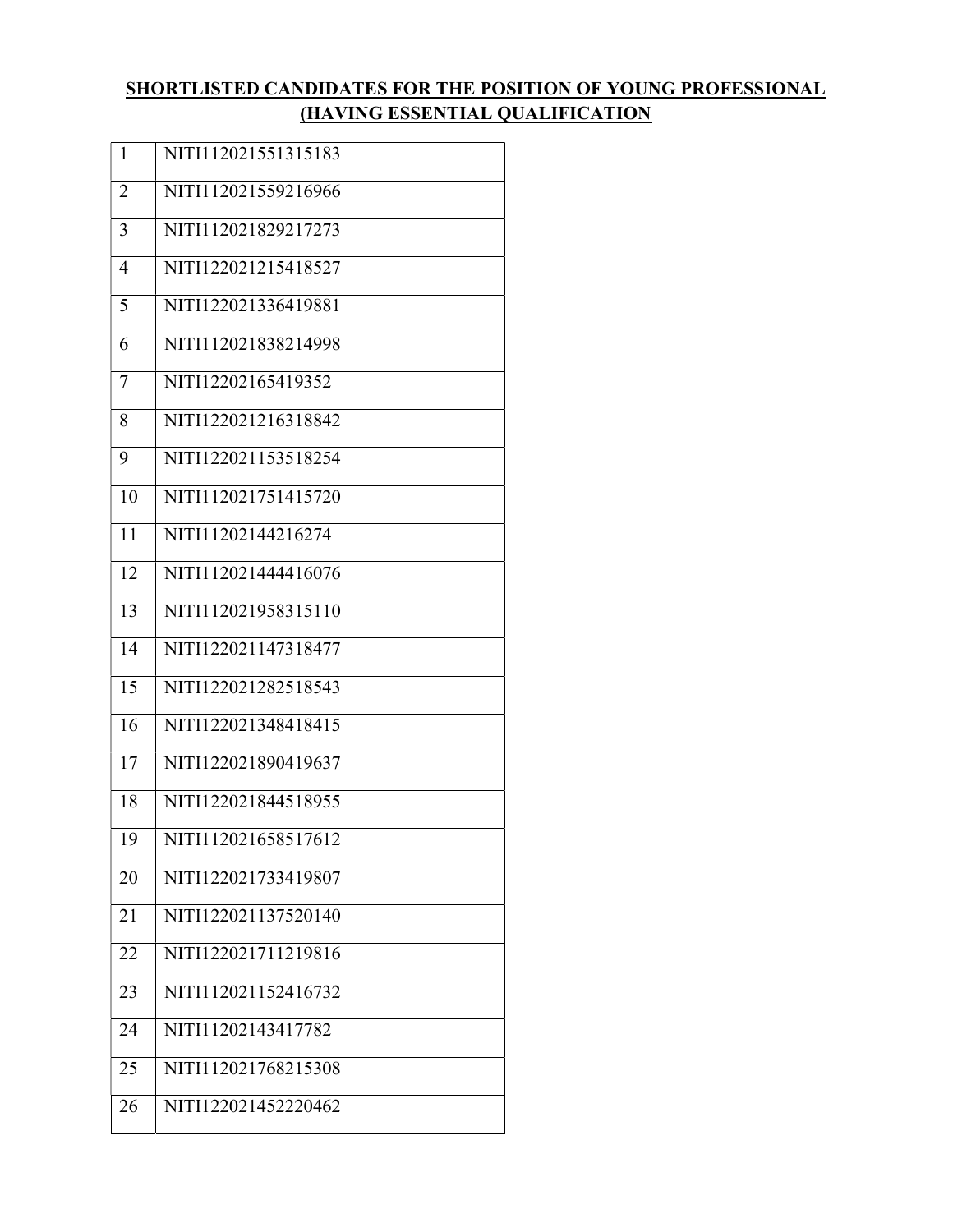## SHORTLISTED CANDIDATES FOR THE POSITION OF YOUNG PROFESSIONAL (HAVING ESSENTIAL QUALIFICATION

| | |
|---|---|
| 1 | NITI112021551315183 |
| 2 | NITI112021559216966 |
| 3 | NITI112021829217273 |
| 4 | NITI122021215418527 |
| 5 | NITI122021336419881 |
| 6 | NITI112021838214998 |
| 7 | NITI12202165419352 |
| 8 | NITI122021216318842 |
| 9 | NITI122021153518254 |
| 10 | NITI112021751415720 |
| 11 | NITI11202144216274 |
| 12 | NITI112021444416076 |
| 13 | NITI112021958315110 |
| 14 | NITI122021147318477 |
| 15 | NITI122021282518543 |
| 16 | NITI122021348418415 |
| 17 | NITI122021890419637 |
| 18 | NITI122021844518955 |
| 19 | NITI112021658517612 |
| 20 | NITI122021733419807 |
| 21 | NITI122021137520140 |
| 22 | NITI122021711219816 |
| 23 | NITI112021152416732 |
| 24 | NITI11202143417782 |
| 25 | NITI112021768215308 |
| 26 | NITI122021452220462 |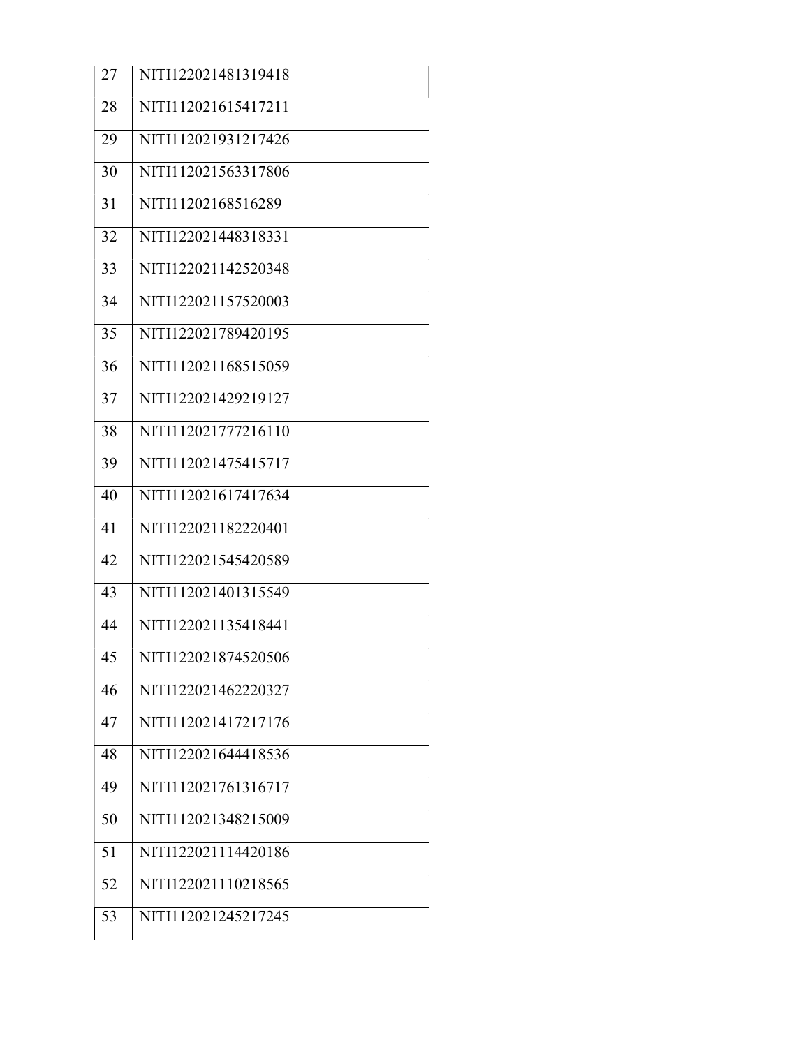| 27 | NITI122021481319418 |
|---|---|
| 28 | NITI112021615417211 |
| 29 | NITI112021931217426 |
| 30 | NITI112021563317806 |
| 31 | NITI11202168516289 |
| 32 | NITI122021448318331 |
| 33 | NITI122021142520348 |
| 34 | NITI122021157520003 |
| 35 | NITI122021789420195 |
| 36 | NITI112021168515059 |
| 37 | NITI122021429219127 |
| 38 | NITI112021777216110 |
| 39 | NITI112021475415717 |
| 40 | NITI112021617417634 |
| 41 | NITI122021182220401 |
| 42 | NITI122021545420589 |
| 43 | NITI112021401315549 |
| 44 | NITI122021135418441 |
| 45 | NITI122021874520506 |
| 46 | NITI122021462220327 |
| 47 | NITI112021417217176 |
| 48 | NITI122021644418536 |
| 49 | NITI112021761316717 |
| 50 | NITI112021348215009 |
| 51 | NITI122021114420186 |
| 52 | NITI122021110218565 |
| 53 | NITI112021245217245 |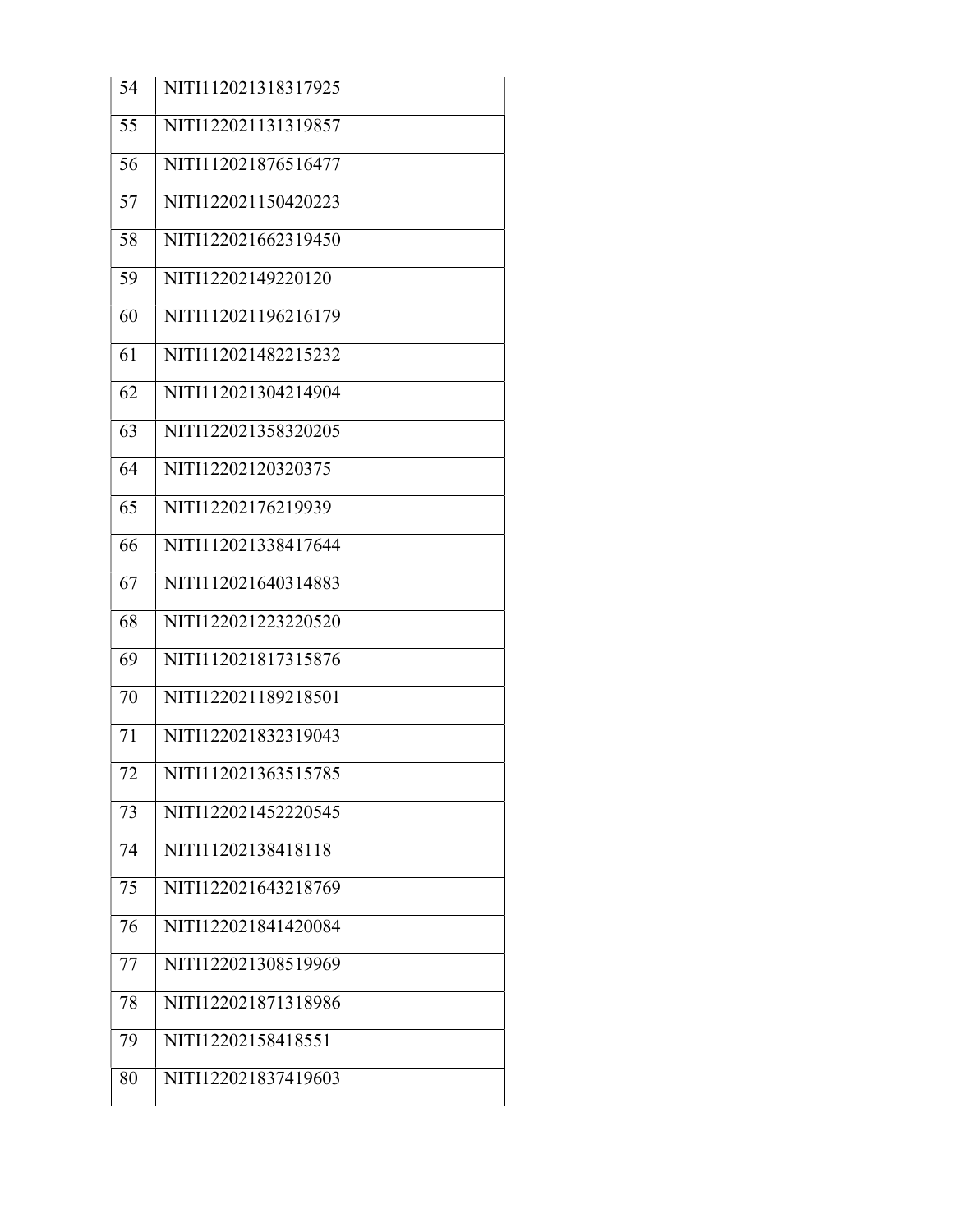| 54 | NITI112021318317925 |
|---|---|
| 55 | NITI122021131319857 |
| 56 | NITI112021876516477 |
| 57 | NITI122021150420223 |
| 58 | NITI122021662319450 |
| 59 | NITI12202149220120 |
| 60 | NITI112021196216179 |
| 61 | NITI112021482215232 |
| 62 | NITI112021304214904 |
| 63 | NITI122021358320205 |
| 64 | NITI12202120320375 |
| 65 | NITI12202176219939 |
| 66 | NITI112021338417644 |
| 67 | NITI112021640314883 |
| 68 | NITI122021223220520 |
| 69 | NITI112021817315876 |
| 70 | NITI122021189218501 |
| 71 | NITI122021832319043 |
| 72 | NITI112021363515785 |
| 73 | NITI122021452220545 |
| 74 | NITI11202138418118 |
| 75 | NITI122021643218769 |
| 76 | NITI122021841420084 |
| 77 | NITI122021308519969 |
| 78 | NITI122021871318986 |
| 79 | NITI12202158418551 |
| 80 | NITI122021837419603 |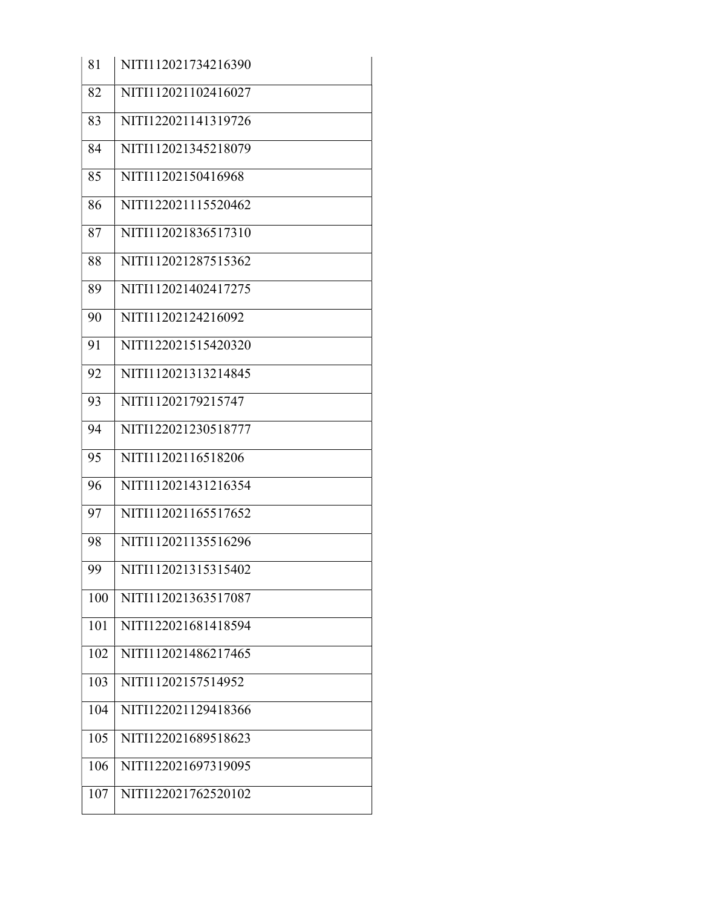| 81 | NITI112021734216390 |
|---|---|
| 82 | NITI112021102416027 |
| 83 | NITI122021141319726 |
| 84 | NITI112021345218079 |
| 85 | NITI11202150416968 |
| 86 | NITI122021115520462 |
| 87 | NITI112021836517310 |
| 88 | NITI112021287515362 |
| 89 | NITI112021402417275 |
| 90 | NITI11202124216092 |
| 91 | NITI122021515420320 |
| 92 | NITI112021313214845 |
| 93 | NITI11202179215747 |
| 94 | NITI122021230518777 |
| 95 | NITI11202116518206 |
| 96 | NITI112021431216354 |
| 97 | NITI112021165517652 |
| 98 | NITI112021135516296 |
| 99 | NITI112021315315402 |
| 100 | NITI112021363517087 |
| 101 | NITI122021681418594 |
| 102 | NITI112021486217465 |
| 103 | NITI11202157514952 |
| 104 | NITI122021129418366 |
| 105 | NITI122021689518623 |
| 106 | NITI122021697319095 |
| 107 | NITI122021762520102 |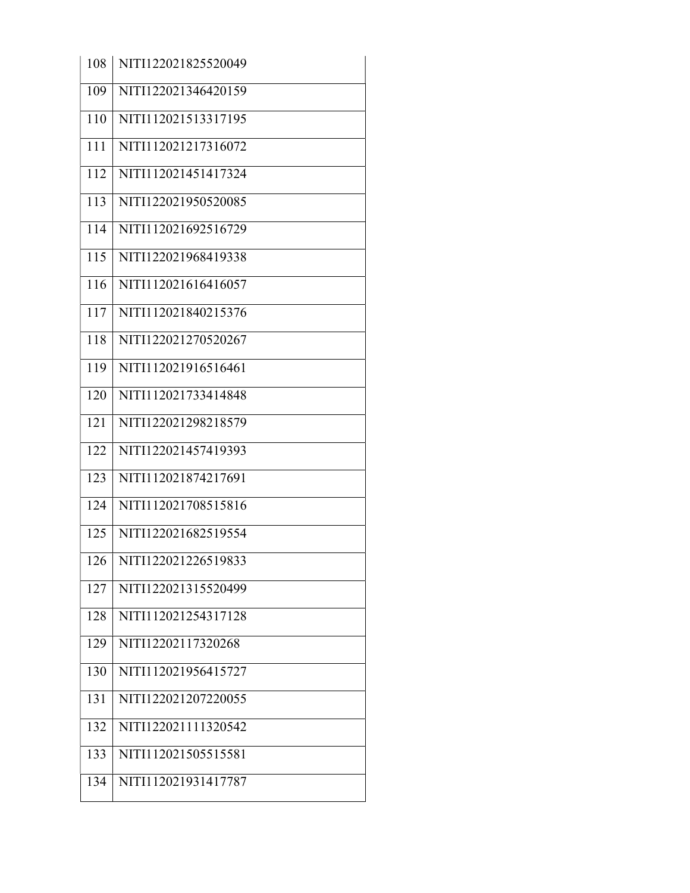| 108 | NITI122021825520049 |
|---|---|
| 109 | NITI122021346420159 |
| 110 | NITI112021513317195 |
| 111 | NITI112021217316072 |
| 112 | NITI112021451417324 |
| 113 | NITI122021950520085 |
| 114 | NITI112021692516729 |
| 115 | NITI122021968419338 |
| 116 | NITI112021616416057 |
| 117 | NITI112021840215376 |
| 118 | NITI122021270520267 |
| 119 | NITI112021916516461 |
| 120 | NITI112021733414848 |
| 121 | NITI122021298218579 |
| 122 | NITI122021457419393 |
| 123 | NITI112021874217691 |
| 124 | NITI112021708515816 |
| 125 | NITI122021682519554 |
| 126 | NITI122021226519833 |
| 127 | NITI122021315520499 |
| 128 | NITI112021254317128 |
| 129 | NITI12202117320268 |
| 130 | NITI112021956415727 |
| 131 | NITI122021207220055 |
| 132 | NITI122021111320542 |
| 133 | NITI112021505515581 |
| 134 | NITI112021931417787 |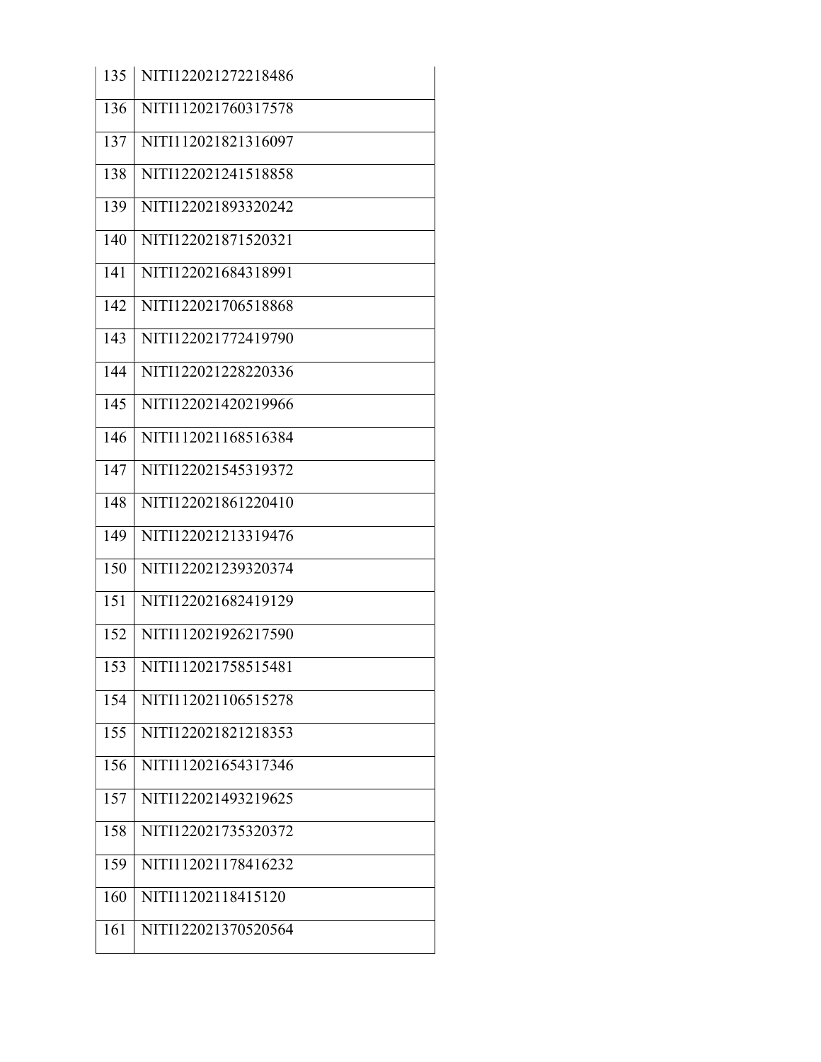| 135 | NITI122021272218486 |
|---|---|
| 136 | NITI112021760317578 |
| 137 | NITI112021821316097 |
| 138 | NITI122021241518858 |
| 139 | NITI122021893320242 |
| 140 | NITI122021871520321 |
| 141 | NITI122021684318991 |
| 142 | NITI122021706518868 |
| 143 | NITI122021772419790 |
| 144 | NITI122021228220336 |
| 145 | NITI122021420219966 |
| 146 | NITI112021168516384 |
| 147 | NITI122021545319372 |
| 148 | NITI122021861220410 |
| 149 | NITI122021213319476 |
| 150 | NITI122021239320374 |
| 151 | NITI122021682419129 |
| 152 | NITI112021926217590 |
| 153 | NITI112021758515481 |
| 154 | NITI112021106515278 |
| 155 | NITI122021821218353 |
| 156 | NITI112021654317346 |
| 157 | NITI122021493219625 |
| 158 | NITI122021735320372 |
| 159 | NITI112021178416232 |
| 160 | NITI11202118415120 |
| 161 | NITI122021370520564 |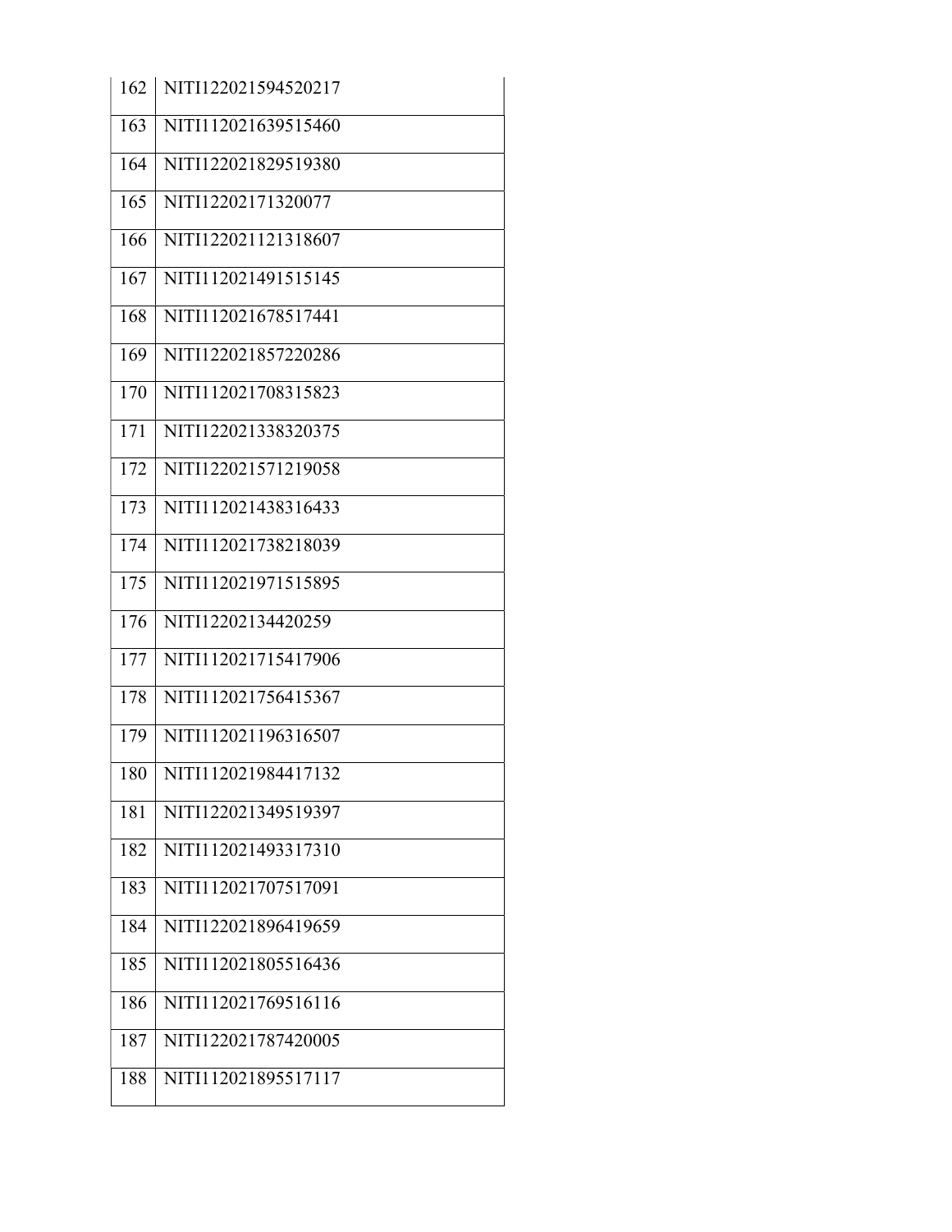| 162 | NITI122021594520217 |
|---|---|
| 163 | NITI112021639515460 |
| 164 | NITI122021829519380 |
| 165 | NITI12202171320077 |
| 166 | NITI122021121318607 |
| 167 | NITI112021491515145 |
| 168 | NITI112021678517441 |
| 169 | NITI122021857220286 |
| 170 | NITI112021708315823 |
| 171 | NITI122021338320375 |
| 172 | NITI122021571219058 |
| 173 | NITI112021438316433 |
| 174 | NITI112021738218039 |
| 175 | NITI112021971515895 |
| 176 | NITI12202134420259 |
| 177 | NITI112021715417906 |
| 178 | NITI112021756415367 |
| 179 | NITI112021196316507 |
| 180 | NITI112021984417132 |
| 181 | NITI122021349519397 |
| 182 | NITI112021493317310 |
| 183 | NITI112021707517091 |
| 184 | NITI122021896419659 |
| 185 | NITI112021805516436 |
| 186 | NITI112021769516116 |
| 187 | NITI122021787420005 |
| 188 | NITI112021895517117 |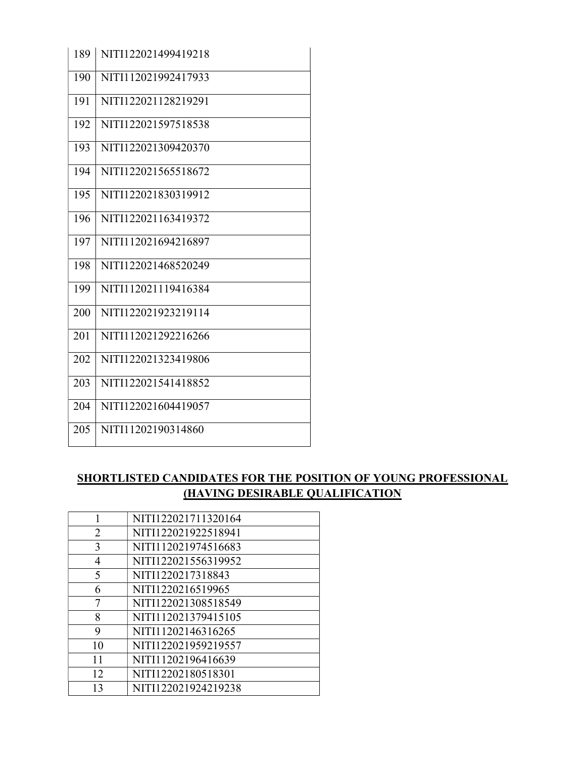| | |
|---|---|
| 189 | NITI122021499419218 |
| 190 | NITI112021992417933 |
| 191 | NITI122021128219291 |
| 192 | NITI122021597518538 |
| 193 | NITI122021309420370 |
| 194 | NITI122021565518672 |
| 195 | NITI122021830319912 |
| 196 | NITI122021163419372 |
| 197 | NITI112021694216897 |
| 198 | NITI122021468520249 |
| 199 | NITI112021119416384 |
| 200 | NITI122021923219114 |
| 201 | NITI112021292216266 |
| 202 | NITI122021323419806 |
| 203 | NITI122021541418852 |
| 204 | NITI122021604419057 |
| 205 | NITI11202190314860 |

**SHORTLISTED CANDIDATES FOR THE POSITION OF YOUNG PROFESSIONAL (HAVING DESIRABLE QUALIFICATION**

| | |
|---|---|
| 1 | NITI122021711320164 |
| 2 | NITI122021922518941 |
| 3 | NITI112021974516683 |
| 4 | NITI122021556319952 |
| 5 | NITI1220217318843 |
| 6 | NITI1220216519965 |
| 7 | NITI122021308518549 |
| 8 | NITI112021379415105 |
| 9 | NITI11202146316265 |
| 10 | NITI122021959219557 |
| 11 | NITI11202196416639 |
| 12 | NITI12202180518301 |
| 13 | NITI122021924219238 |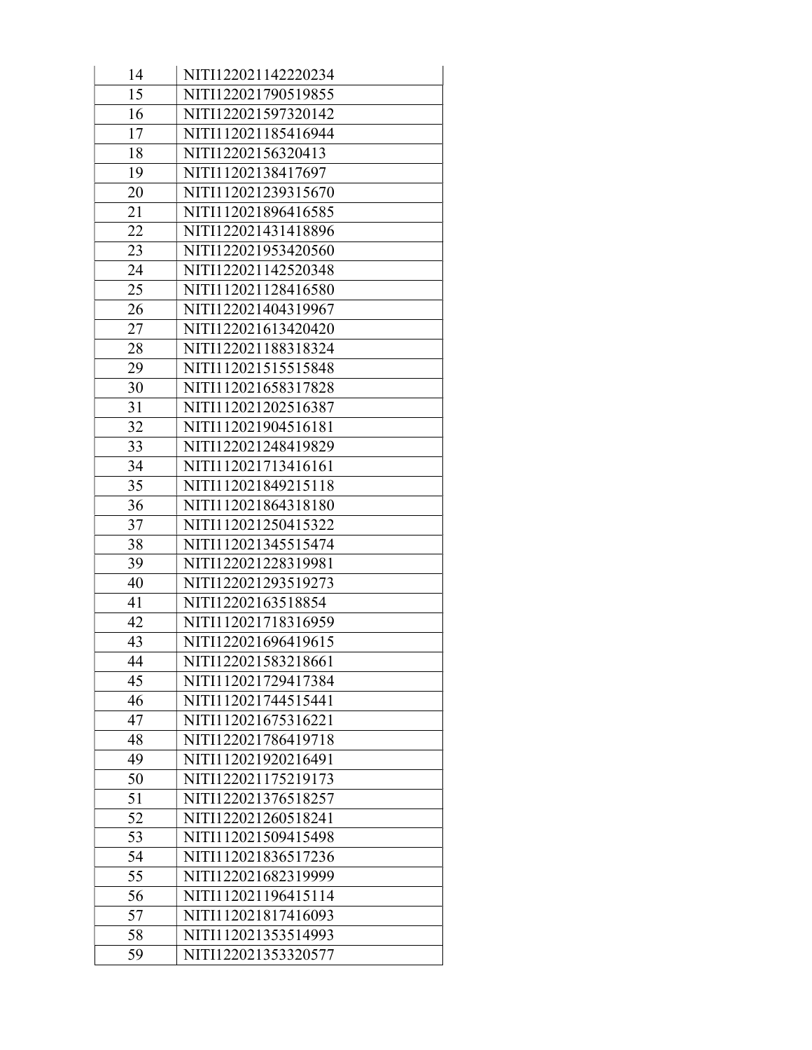| 14 | NITI122021142220234 |
|---|---|
| 15 | NITI122021790519855 |
| 16 | NITI122021597320142 |
| 17 | NITI112021185416944 |
| 18 | NITI12202156320413 |
| 19 | NITI11202138417697 |
| 20 | NITI112021239315670 |
| 21 | NITI112021896416585 |
| 22 | NITI122021431418896 |
| 23 | NITI122021953420560 |
| 24 | NITI122021142520348 |
| 25 | NITI112021128416580 |
| 26 | NITI122021404319967 |
| 27 | NITI122021613420420 |
| 28 | NITI122021188318324 |
| 29 | NITI112021515515848 |
| 30 | NITI112021658317828 |
| 31 | NITI112021202516387 |
| 32 | NITI112021904516181 |
| 33 | NITI122021248419829 |
| 34 | NITI112021713416161 |
| 35 | NITI112021849215118 |
| 36 | NITI112021864318180 |
| 37 | NITI112021250415322 |
| 38 | NITI112021345515474 |
| 39 | NITI122021228319981 |
| 40 | NITI122021293519273 |
| 41 | NITI12202163518854 |
| 42 | NITI112021718316959 |
| 43 | NITI122021696419615 |
| 44 | NITI122021583218661 |
| 45 | NITI112021729417384 |
| 46 | NITI112021744515441 |
| 47 | NITI112021675316221 |
| 48 | NITI122021786419718 |
| 49 | NITI112021920216491 |
| 50 | NITI122021175219173 |
| 51 | NITI122021376518257 |
| 52 | NITI122021260518241 |
| 53 | NITI112021509415498 |
| 54 | NITI112021836517236 |
| 55 | NITI122021682319999 |
| 56 | NITI112021196415114 |
| 57 | NITI112021817416093 |
| 58 | NITI112021353514993 |
| 59 | NITI122021353320577 |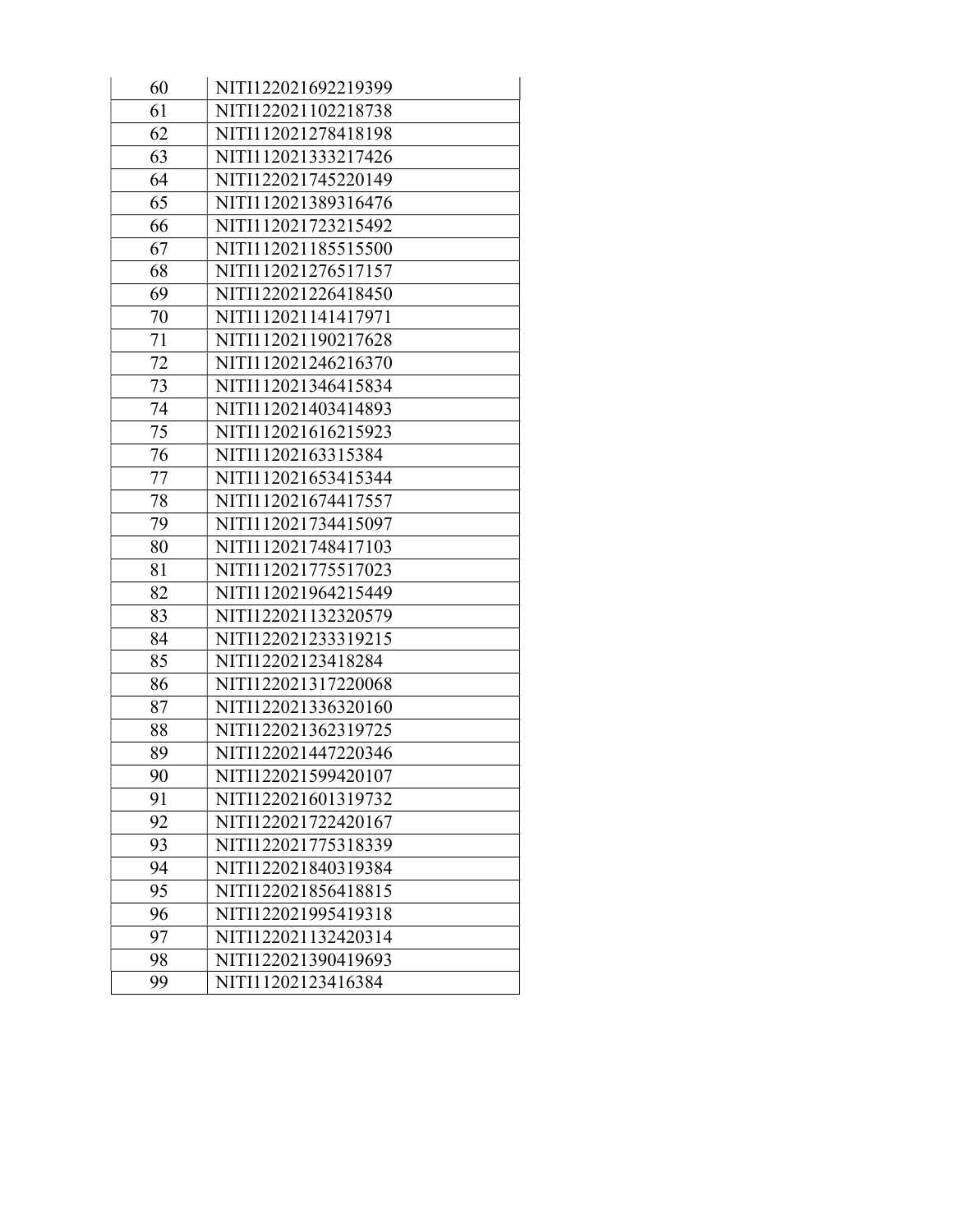| 60 | NITI122021692219399 |
|---|---|
| 61 | NITI122021102218738 |
| 62 | NITI112021278418198 |
| 63 | NITI112021333217426 |
| 64 | NITI122021745220149 |
| 65 | NITI112021389316476 |
| 66 | NITI112021723215492 |
| 67 | NITI112021185515500 |
| 68 | NITI112021276517157 |
| 69 | NITI122021226418450 |
| 70 | NITI112021141417971 |
| 71 | NITI112021190217628 |
| 72 | NITI112021246216370 |
| 73 | NITI112021346415834 |
| 74 | NITI112021403414893 |
| 75 | NITI112021616215923 |
| 76 | NITI11202163315384 |
| 77 | NITI112021653415344 |
| 78 | NITI112021674417557 |
| 79 | NITI112021734415097 |
| 80 | NITI112021748417103 |
| 81 | NITI112021775517023 |
| 82 | NITI112021964215449 |
| 83 | NITI122021132320579 |
| 84 | NITI122021233319215 |
| 85 | NITI12202123418284 |
| 86 | NITI122021317220068 |
| 87 | NITI122021336320160 |
| 88 | NITI122021362319725 |
| 89 | NITI122021447220346 |
| 90 | NITI122021599420107 |
| 91 | NITI122021601319732 |
| 92 | NITI122021722420167 |
| 93 | NITI122021775318339 |
| 94 | NITI122021840319384 |
| 95 | NITI122021856418815 |
| 96 | NITI122021995419318 |
| 97 | NITI122021132420314 |
| 98 | NITI122021390419693 |
| 99 | NITI11202123416384 |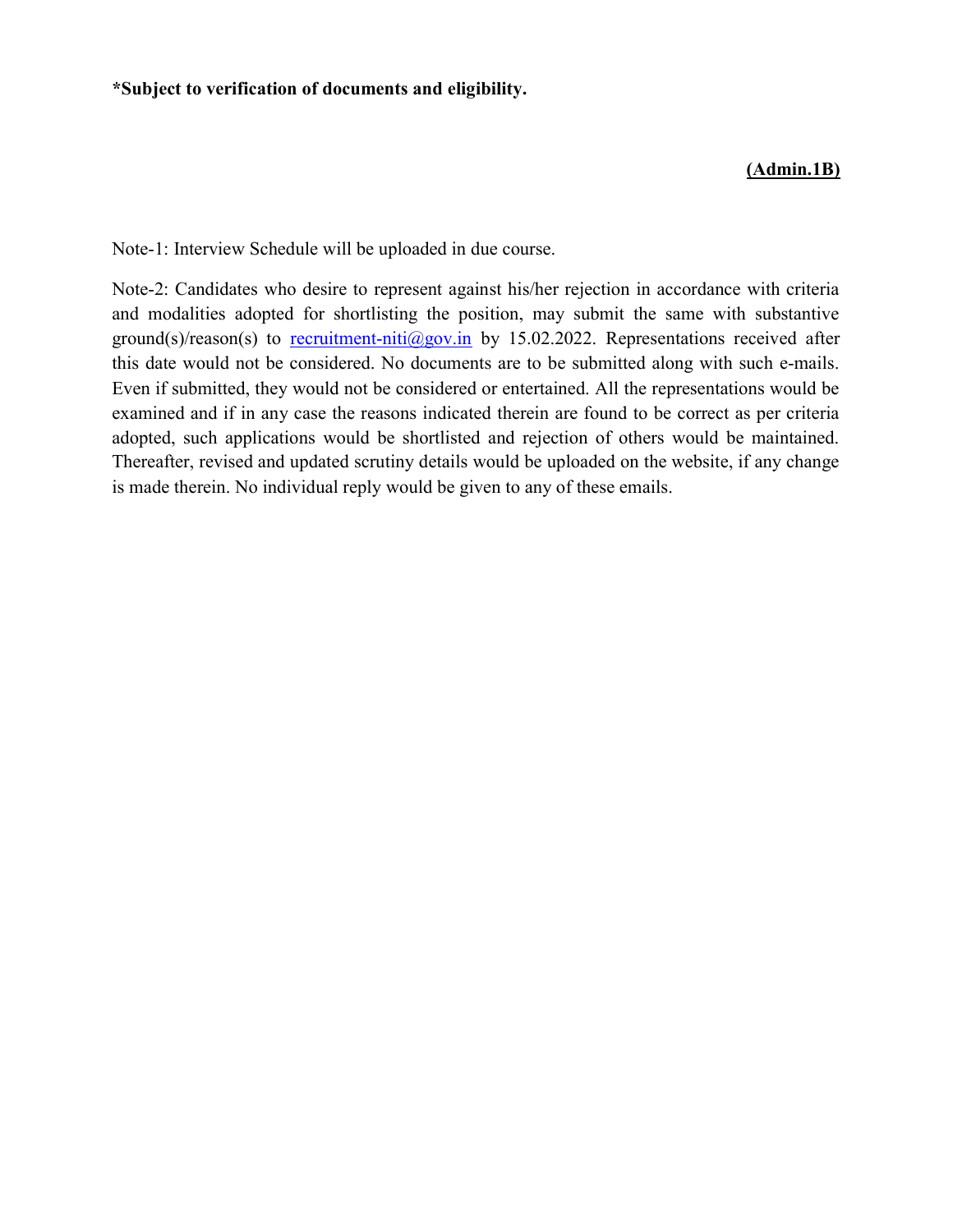**\*Subject to verification of documents and eligibility.**

**(Admin.1B)**

Note-1: Interview Schedule will be uploaded in due course.

Note-2: Candidates who desire to represent against his/her rejection in accordance with criteria and modalities adopted for shortlisting the position, may submit the same with substantive ground(s)/reason(s) to recruitment-niti@gov.in by 15.02.2022. Representations received after this date would not be considered. No documents are to be submitted along with such e-mails. Even if submitted, they would not be considered or entertained. All the representations would be examined and if in any case the reasons indicated therein are found to be correct as per criteria adopted, such applications would be shortlisted and rejection of others would be maintained. Thereafter, revised and updated scrutiny details would be uploaded on the website, if any change is made therein. No individual reply would be given to any of these emails.